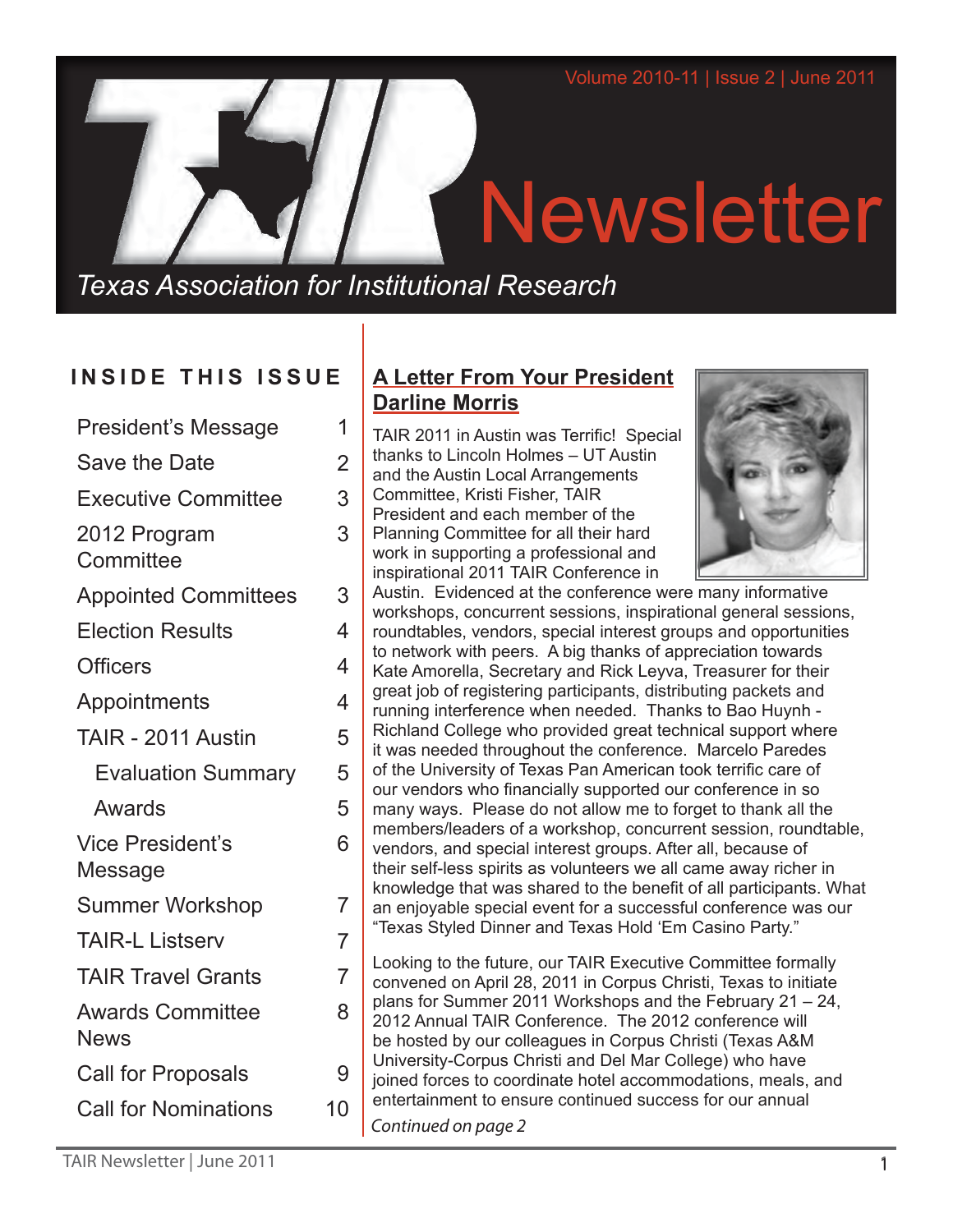# TAIR Newsletter

*Texas Association for Institutional Research*

Volume 2010-11 | Issue 2 | June 2011

## INSIDE THIS ISSUE

| | |
|---|---|
| President's Message | 1 |
| Save the Date | 2 |
| Executive Committee | 3 |
| 2012 Program Committee | 3 |
| Appointed Committees | 3 |
| Election Results | 4 |
| Officers | 4 |
| Appointments | 4 |
| TAIR - 2011 Austin | 5 |
| Evaluation Summary | 5 |
| Awards | 5 |
| Vice President's Message | 6 |
| Summer Workshop | 7 |
| TAIR-L Listserv | 7 |
| TAIR Travel Grants | 7 |
| Awards Committee News | 8 |
| Call for Proposals | 9 |
| Call for Nominations | 10 |

## A Letter From Your President Darline Morris

TAIR 2011 in Austin was Terrific! Special thanks to Lincoln Holmes – UT Austin and the Austin Local Arrangements Committee, Kristi Fisher, TAIR President and each member of the Planning Committee for all their hard work in supporting a professional and inspirational 2011 TAIR Conference in Austin. Evidenced at the conference were many informative workshops, concurrent sessions, inspirational general sessions, roundtables, vendors, special interest groups and opportunities to network with peers. A big thanks of appreciation towards Kate Amorella, Secretary and Rick Leyva, Treasurer for their great job of registering participants, distributing packets and running interference when needed. Thanks to Bao Huynh - Richland College who provided great technical support where it was needed throughout the conference. Marcelo Paredes of the University of Texas Pan American took terrific care of our vendors who financially supported our conference in so many ways. Please do not allow me to forget to thank all the members/leaders of a workshop, concurrent session, roundtable, vendors, and special interest groups. After all, because of their self-less spirits as volunteers we all came away richer in knowledge that was shared to the benefit of all participants. What an enjoyable special event for a successful conference was our "Texas Styled Dinner and Texas Hold 'Em Casino Party."

Looking to the future, our TAIR Executive Committee formally convened on April 28, 2011 in Corpus Christi, Texas to initiate plans for Summer 2011 Workshops and the February 21 – 24, 2012 Annual TAIR Conference. The 2012 conference will be hosted by our colleagues in Corpus Christi (Texas A&M University-Corpus Christi and Del Mar College) who have joined forces to coordinate hotel accommodations, meals, and entertainment to ensure continued success for our annual

*Continued on page 2*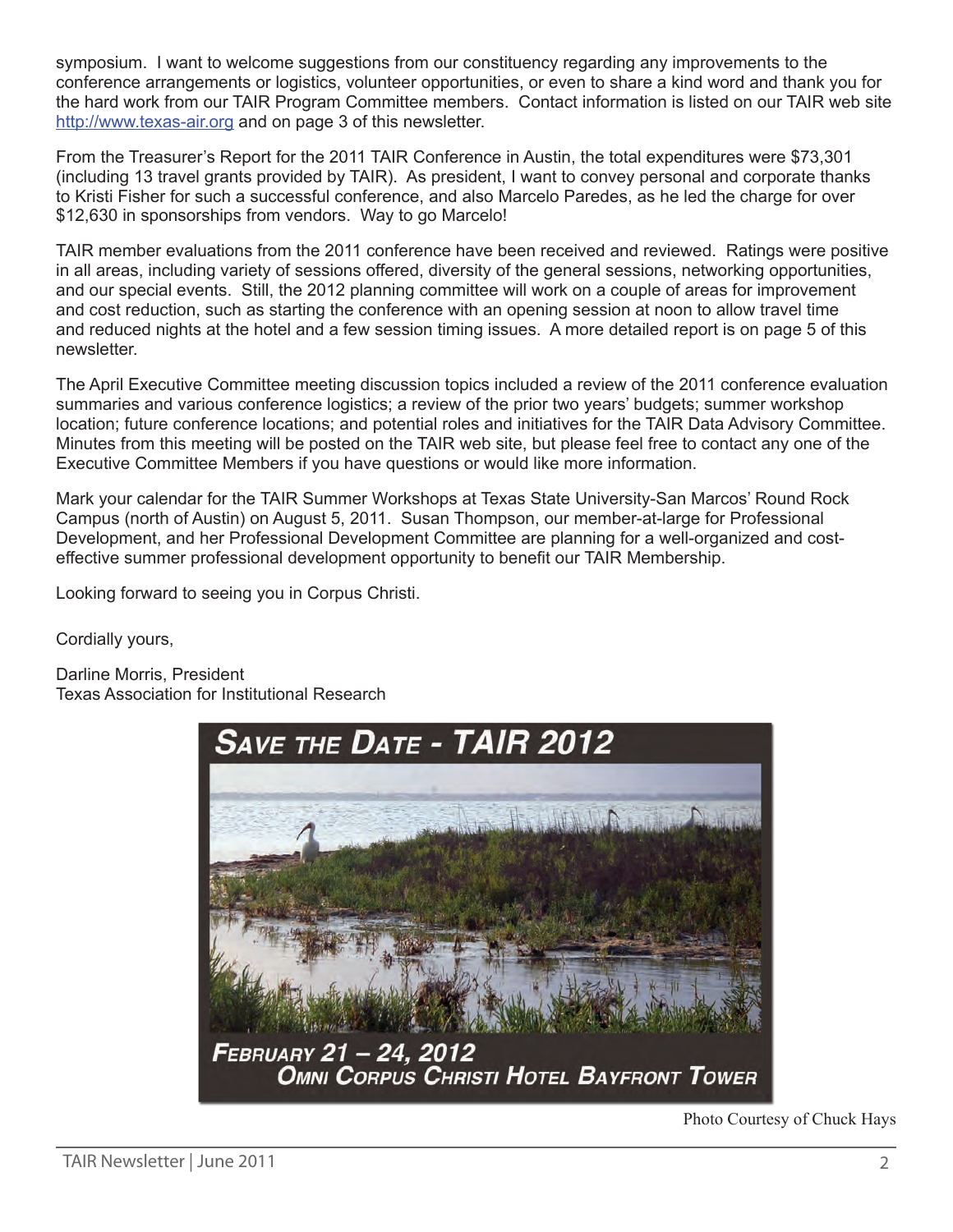symposium. I want to welcome suggestions from our constituency regarding any improvements to the conference arrangements or logistics, volunteer opportunities, or even to share a kind word and thank you for the hard work from our TAIR Program Committee members. Contact information is listed on our TAIR web site http://www.texas-air.org and on page 3 of this newsletter.

From the Treasurer's Report for the 2011 TAIR Conference in Austin, the total expenditures were $73,301 (including 13 travel grants provided by TAIR). As president, I want to convey personal and corporate thanks to Kristi Fisher for such a successful conference, and also Marcelo Paredes, as he led the charge for over $12,630 in sponsorships from vendors. Way to go Marcelo!

TAIR member evaluations from the 2011 conference have been received and reviewed. Ratings were positive in all areas, including variety of sessions offered, diversity of the general sessions, networking opportunities, and our special events. Still, the 2012 planning committee will work on a couple of areas for improvement and cost reduction, such as starting the conference with an opening session at noon to allow travel time and reduced nights at the hotel and a few session timing issues. A more detailed report is on page 5 of this newsletter.

The April Executive Committee meeting discussion topics included a review of the 2011 conference evaluation summaries and various conference logistics; a review of the prior two years' budgets; summer workshop location; future conference locations; and potential roles and initiatives for the TAIR Data Advisory Committee. Minutes from this meeting will be posted on the TAIR web site, but please feel free to contact any one of the Executive Committee Members if you have questions or would like more information.

Mark your calendar for the TAIR Summer Workshops at Texas State University-San Marcos' Round Rock Campus (north of Austin) on August 5, 2011. Susan Thompson, our member-at-large for Professional Development, and her Professional Development Committee are planning for a well-organized and cost-effective summer professional development opportunity to benefit our TAIR Membership.

Looking forward to seeing you in Corpus Christi.

Cordially yours,

Darline Morris, President
Texas Association for Institutional Research

**SAVE THE DATE - TAIR 2012**

**FEBRUARY 21 – 24, 2012**
**OMNI CORPUS CHRISTI HOTEL BAYFRONT TOWER**

Photo Courtesy of Chuck Hays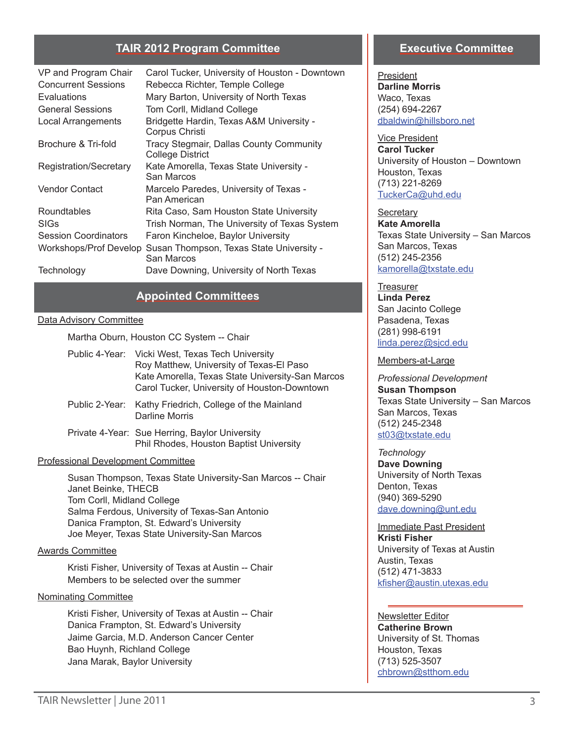## TAIR 2012 Program Committee

| | |
|---|---|
| VP and Program Chair | Carol Tucker, University of Houston - Downtown |
| Concurrent Sessions | Rebecca Richter, Temple College |
| Evaluations | Mary Barton, University of North Texas |
| General Sessions | Tom Corll, Midland College |
| Local Arrangements | Bridgette Hardin, Texas A&M University - Corpus Christi |
| Brochure & Tri-fold | Tracy Stegmair, Dallas County Community College District |
| Registration/Secretary | Kate Amorella, Texas State University - San Marcos |
| Vendor Contact | Marcelo Paredes, University of Texas - Pan American |
| Roundtables | Rita Caso, Sam Houston State University |
| SIGs | Trish Norman, The University of Texas System |
| Session Coordinators | Faron Kincheloe, Baylor University |
| Workshops/Prof Develop | Susan Thompson, Texas State University - San Marcos |
| Technology | Dave Downing, University of North Texas |

## Appointed Committees

Data Advisory Committee

Martha Oburn, Houston CC System -- Chair

Public 4-Year: Vicki West, Texas Tech University
Roy Matthew, University of Texas-El Paso
Kate Amorella, Texas State University-San Marcos
Carol Tucker, University of Houston-Downtown

Public 2-Year: Kathy Friedrich, College of the Mainland
Darline Morris

Private 4-Year: Sue Herring, Baylor University
Phil Rhodes, Houston Baptist University

Professional Development Committee

Susan Thompson, Texas State University-San Marcos -- Chair
Janet Beinke, THECB
Tom Corll, Midland College
Salma Ferdous, University of Texas-San Antonio
Danica Frampton, St. Edward's University
Joe Meyer, Texas State University-San Marcos

Awards Committee

Kristi Fisher, University of Texas at Austin -- Chair
Members to be selected over the summer

Nominating Committee

Kristi Fisher, University of Texas at Austin -- Chair
Danica Frampton, St. Edward's University
Jaime Garcia, M.D. Anderson Cancer Center
Bao Huynh, Richland College
Jana Marak, Baylor University

## Executive Committee

President
**Darline Morris**
Waco, Texas
(254) 694-2267
dbaldwin@hillsboro.net

Vice President
**Carol Tucker**
University of Houston – Downtown
Houston, Texas
(713) 221-8269
TuckerCa@uhd.edu

Secretary
**Kate Amorella**
Texas State University – San Marcos
San Marcos, Texas
(512) 245-2356
kamorella@txstate.edu

Treasurer
**Linda Perez**
San Jacinto College
Pasadena, Texas
(281) 998-6191
linda.perez@sjcd.edu

Members-at-Large

*Professional Development*
**Susan Thompson**
Texas State University – San Marcos
San Marcos, Texas
(512) 245-2348
st03@txstate.edu

*Technology*
**Dave Downing**
University of North Texas
Denton, Texas
(940) 369-5290
dave.downing@unt.edu

Immediate Past President
**Kristi Fisher**
University of Texas at Austin
Austin, Texas
(512) 471-3833
kfisher@austin.utexas.edu

---

Newsletter Editor
**Catherine Brown**
University of St. Thomas
Houston, Texas
(713) 525-3507
chbrown@stthom.edu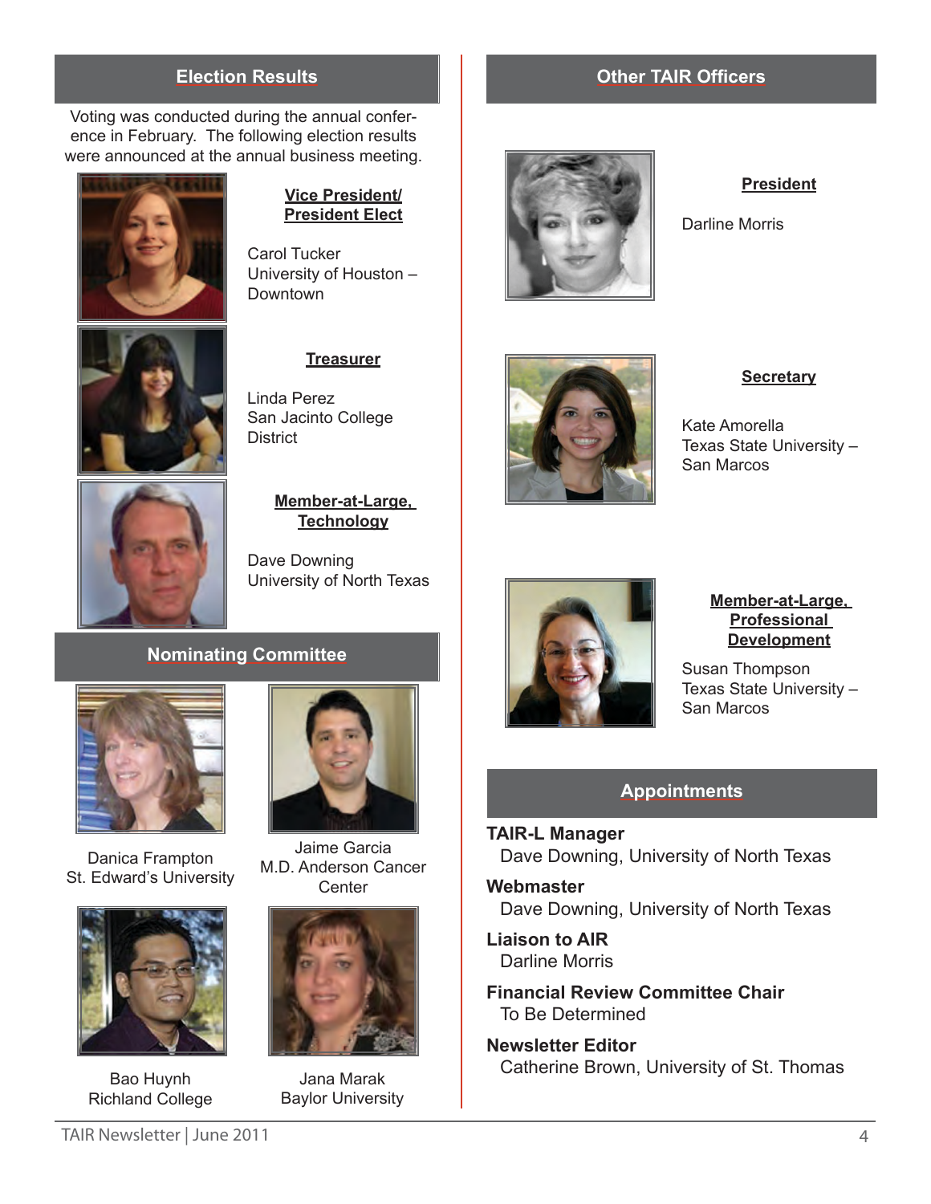## Election Results

Voting was conducted during the annual conference in February. The following election results were announced at the annual business meeting.

**Vice President/ President Elect**

Carol Tucker
University of Houston – Downtown

**Treasurer**

Linda Perez
San Jacinto College District

**Member-at-Large, Technology**

Dave Downing
University of North Texas

## Nominating Committee

Danica Frampton
St. Edward's University

Jaime Garcia
M.D. Anderson Cancer Center

Bao Huynh
Richland College

Jana Marak
Baylor University

## Other TAIR Officers

**President**

Darline Morris

**Secretary**

Kate Amorella
Texas State University – San Marcos

**Member-at-Large, Professional Development**

Susan Thompson
Texas State University – San Marcos

## Appointments

**TAIR-L Manager**
Dave Downing, University of North Texas

**Webmaster**
Dave Downing, University of North Texas

**Liaison to AIR**
Darline Morris

**Financial Review Committee Chair**
To Be Determined

**Newsletter Editor**
Catherine Brown, University of St. Thomas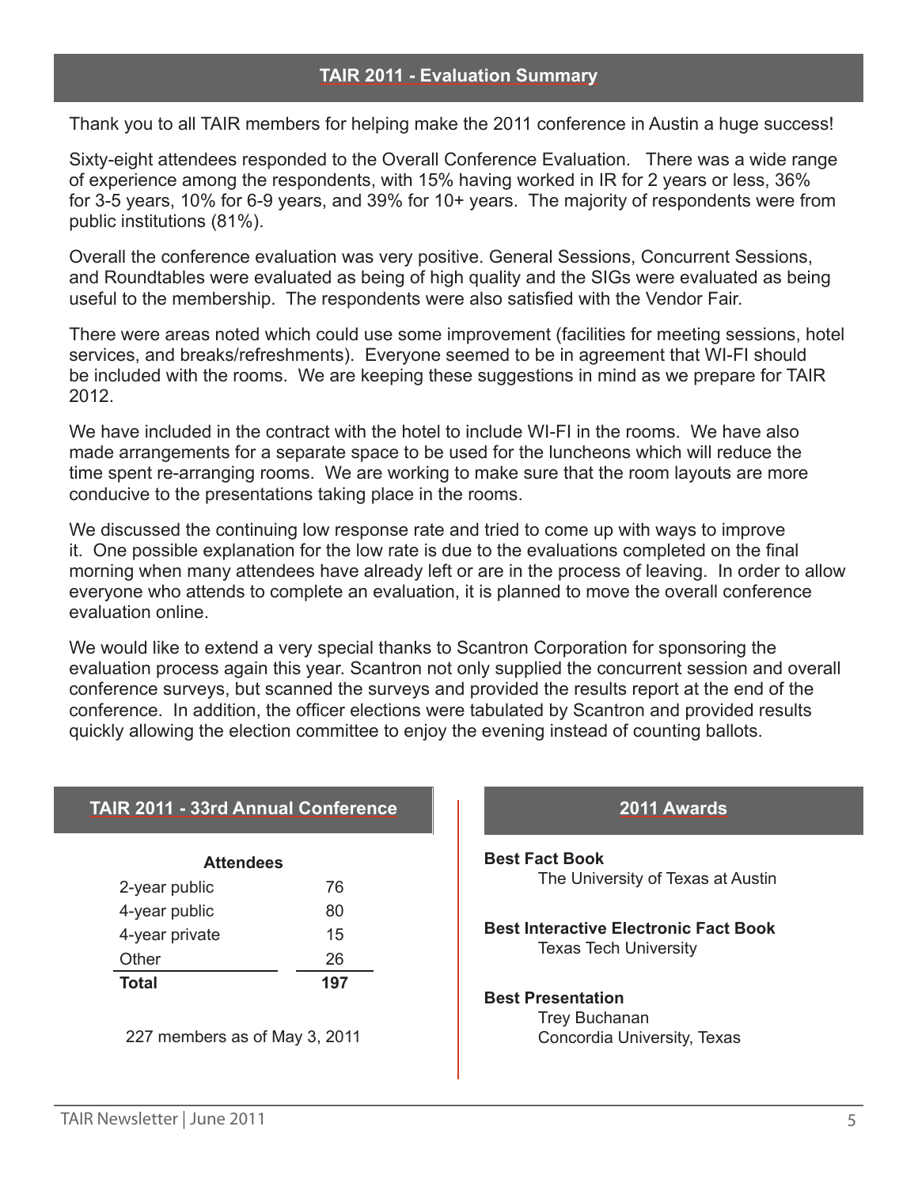## TAIR 2011 - Evaluation Summary

Thank you to all TAIR members for helping make the 2011 conference in Austin a huge success!

Sixty-eight attendees responded to the Overall Conference Evaluation. There was a wide range of experience among the respondents, with 15% having worked in IR for 2 years or less, 36% for 3-5 years, 10% for 6-9 years, and 39% for 10+ years. The majority of respondents were from public institutions (81%).

Overall the conference evaluation was very positive. General Sessions, Concurrent Sessions, and Roundtables were evaluated as being of high quality and the SIGs were evaluated as being useful to the membership. The respondents were also satisfied with the Vendor Fair.

There were areas noted which could use some improvement (facilities for meeting sessions, hotel services, and breaks/refreshments). Everyone seemed to be in agreement that WI-FI should be included with the rooms. We are keeping these suggestions in mind as we prepare for TAIR 2012.

We have included in the contract with the hotel to include WI-FI in the rooms. We have also made arrangements for a separate space to be used for the luncheons which will reduce the time spent re-arranging rooms. We are working to make sure that the room layouts are more conducive to the presentations taking place in the rooms.

We discussed the continuing low response rate and tried to come up with ways to improve it. One possible explanation for the low rate is due to the evaluations completed on the final morning when many attendees have already left or are in the process of leaving. In order to allow everyone who attends to complete an evaluation, it is planned to move the overall conference evaluation online.

We would like to extend a very special thanks to Scantron Corporation for sponsoring the evaluation process again this year. Scantron not only supplied the concurrent session and overall conference surveys, but scanned the surveys and provided the results report at the end of the conference. In addition, the officer elections were tabulated by Scantron and provided results quickly allowing the election committee to enjoy the evening instead of counting ballots.

## TAIR 2011 - 33rd Annual Conference

| Attendees | |
|---|---|
| 2-year public | 76 |
| 4-year public | 80 |
| 4-year private | 15 |
| Other | 26 |
| **Total** | **197** |

227 members as of May 3, 2011

## 2011 Awards

**Best Fact Book**
The University of Texas at Austin

**Best Interactive Electronic Fact Book**
Texas Tech University

**Best Presentation**
Trey Buchanan
Concordia University, Texas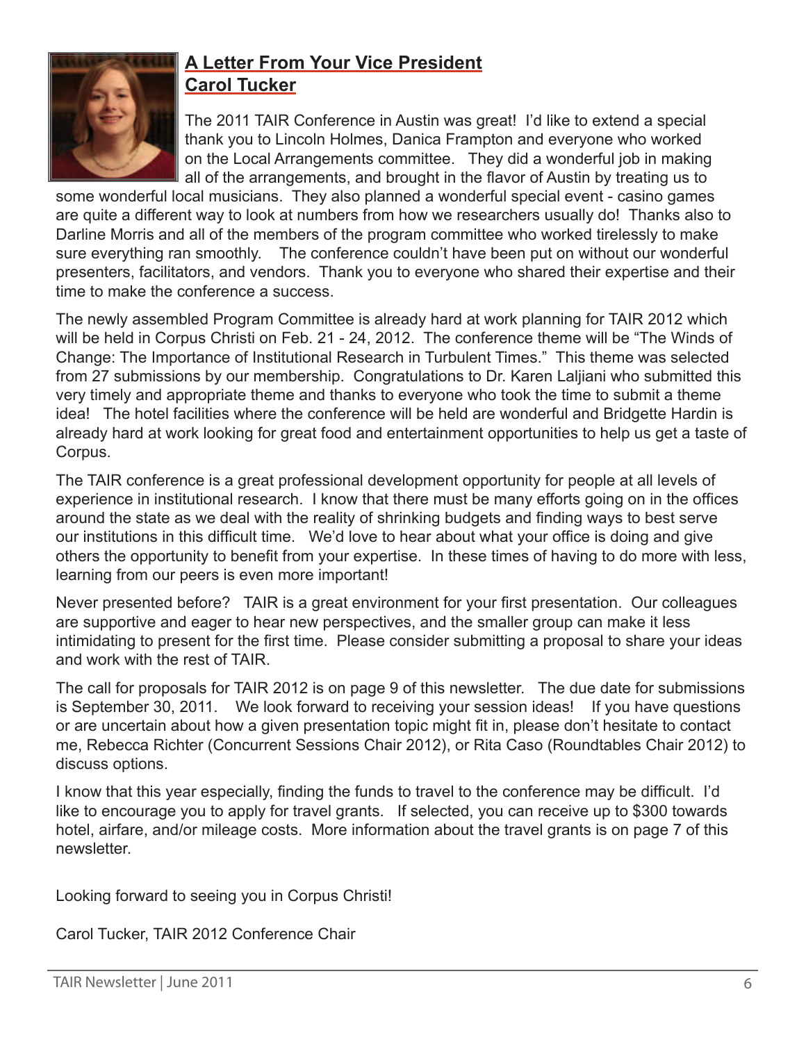## A Letter From Your Vice President Carol Tucker

The 2011 TAIR Conference in Austin was great! I'd like to extend a special thank you to Lincoln Holmes, Danica Frampton and everyone who worked on the Local Arrangements committee. They did a wonderful job in making all of the arrangements, and brought in the flavor of Austin by treating us to some wonderful local musicians. They also planned a wonderful special event - casino games are quite a different way to look at numbers from how we researchers usually do! Thanks also to Darline Morris and all of the members of the program committee who worked tirelessly to make sure everything ran smoothly. The conference couldn't have been put on without our wonderful presenters, facilitators, and vendors. Thank you to everyone who shared their expertise and their time to make the conference a success.

The newly assembled Program Committee is already hard at work planning for TAIR 2012 which will be held in Corpus Christi on Feb. 21 - 24, 2012. The conference theme will be "The Winds of Change: The Importance of Institutional Research in Turbulent Times." This theme was selected from 27 submissions by our membership. Congratulations to Dr. Karen Laljiani who submitted this very timely and appropriate theme and thanks to everyone who took the time to submit a theme idea! The hotel facilities where the conference will be held are wonderful and Bridgette Hardin is already hard at work looking for great food and entertainment opportunities to help us get a taste of Corpus.

The TAIR conference is a great professional development opportunity for people at all levels of experience in institutional research. I know that there must be many efforts going on in the offices around the state as we deal with the reality of shrinking budgets and finding ways to best serve our institutions in this difficult time. We'd love to hear about what your office is doing and give others the opportunity to benefit from your expertise. In these times of having to do more with less, learning from our peers is even more important!

Never presented before? TAIR is a great environment for your first presentation. Our colleagues are supportive and eager to hear new perspectives, and the smaller group can make it less intimidating to present for the first time. Please consider submitting a proposal to share your ideas and work with the rest of TAIR.

The call for proposals for TAIR 2012 is on page 9 of this newsletter. The due date for submissions is September 30, 2011. We look forward to receiving your session ideas! If you have questions or are uncertain about how a given presentation topic might fit in, please don't hesitate to contact me, Rebecca Richter (Concurrent Sessions Chair 2012), or Rita Caso (Roundtables Chair 2012) to discuss options.

I know that this year especially, finding the funds to travel to the conference may be difficult. I'd like to encourage you to apply for travel grants. If selected, you can receive up to $300 towards hotel, airfare, and/or mileage costs. More information about the travel grants is on page 7 of this newsletter.

Looking forward to seeing you in Corpus Christi!

Carol Tucker, TAIR 2012 Conference Chair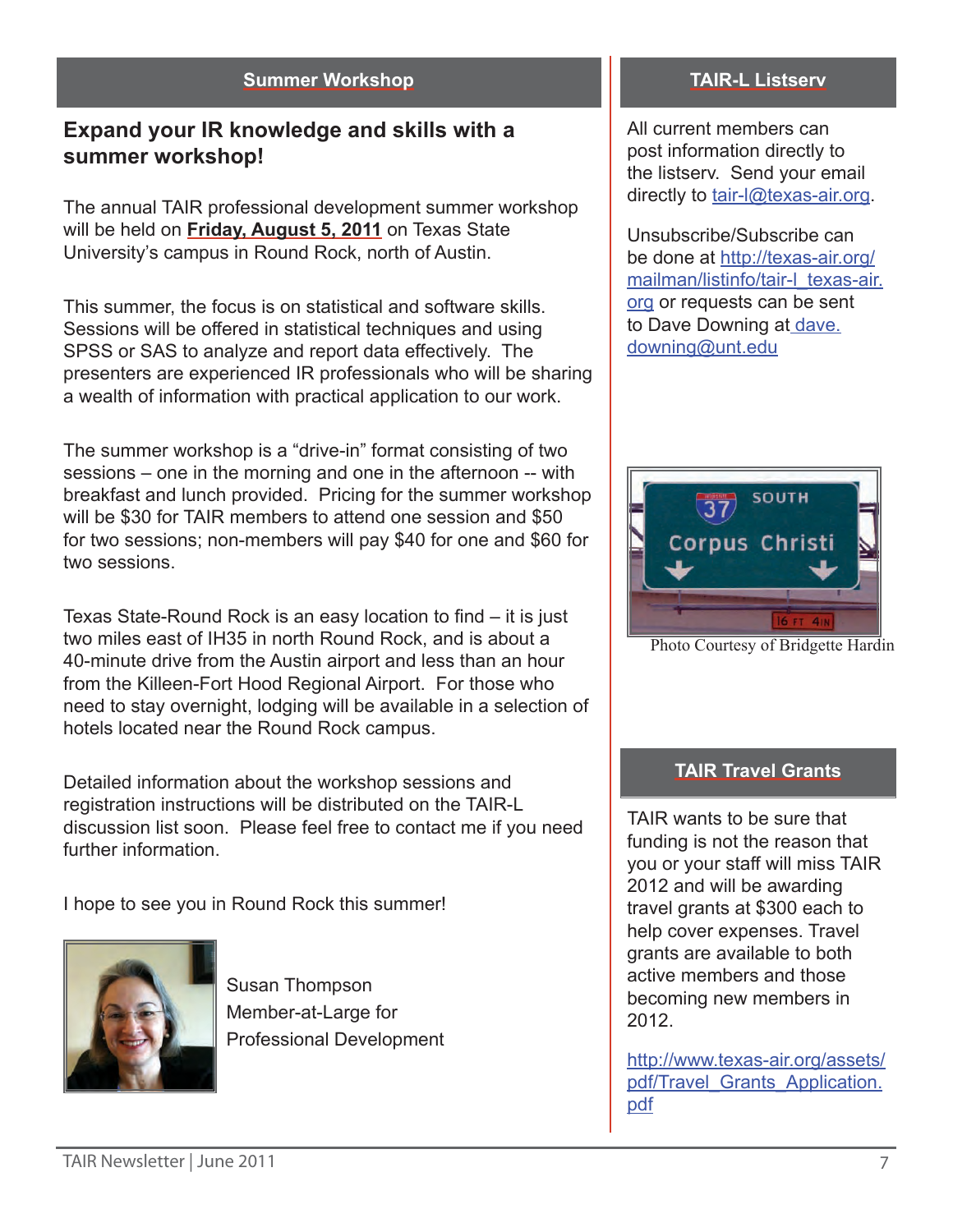## Summer Workshop

### Expand your IR knowledge and skills with a summer workshop!

The annual TAIR professional development summer workshop will be held on **Friday, August 5, 2011** on Texas State University's campus in Round Rock, north of Austin.

This summer, the focus is on statistical and software skills. Sessions will be offered in statistical techniques and using SPSS or SAS to analyze and report data effectively. The presenters are experienced IR professionals who will be sharing a wealth of information with practical application to our work.

The summer workshop is a "drive-in" format consisting of two sessions – one in the morning and one in the afternoon -- with breakfast and lunch provided. Pricing for the summer workshop will be $30 for TAIR members to attend one session and $50 for two sessions; non-members will pay $40 for one and $60 for two sessions.

Texas State-Round Rock is an easy location to find – it is just two miles east of IH35 in north Round Rock, and is about a 40-minute drive from the Austin airport and less than an hour from the Killeen-Fort Hood Regional Airport. For those who need to stay overnight, lodging will be available in a selection of hotels located near the Round Rock campus.

Detailed information about the workshop sessions and registration instructions will be distributed on the TAIR-L discussion list soon. Please feel free to contact me if you need further information.

I hope to see you in Round Rock this summer!

Susan Thompson
Member-at-Large for
Professional Development

## TAIR-L Listserv

All current members can post information directly to the listserv. Send your email directly to tair-l@texas-air.org.

Unsubscribe/Subscribe can be done at http://texas-air.org/mailman/listinfo/tair-l_texas-air.org or requests can be sent to Dave Downing at dave.downing@unt.edu

Photo Courtesy of Bridgette Hardin

## TAIR Travel Grants

TAIR wants to be sure that funding is not the reason that you or your staff will miss TAIR 2012 and will be awarding travel grants at $300 each to help cover expenses. Travel grants are available to both active members and those becoming new members in 2012.

http://www.texas-air.org/assets/pdf/Travel_Grants_Application.pdf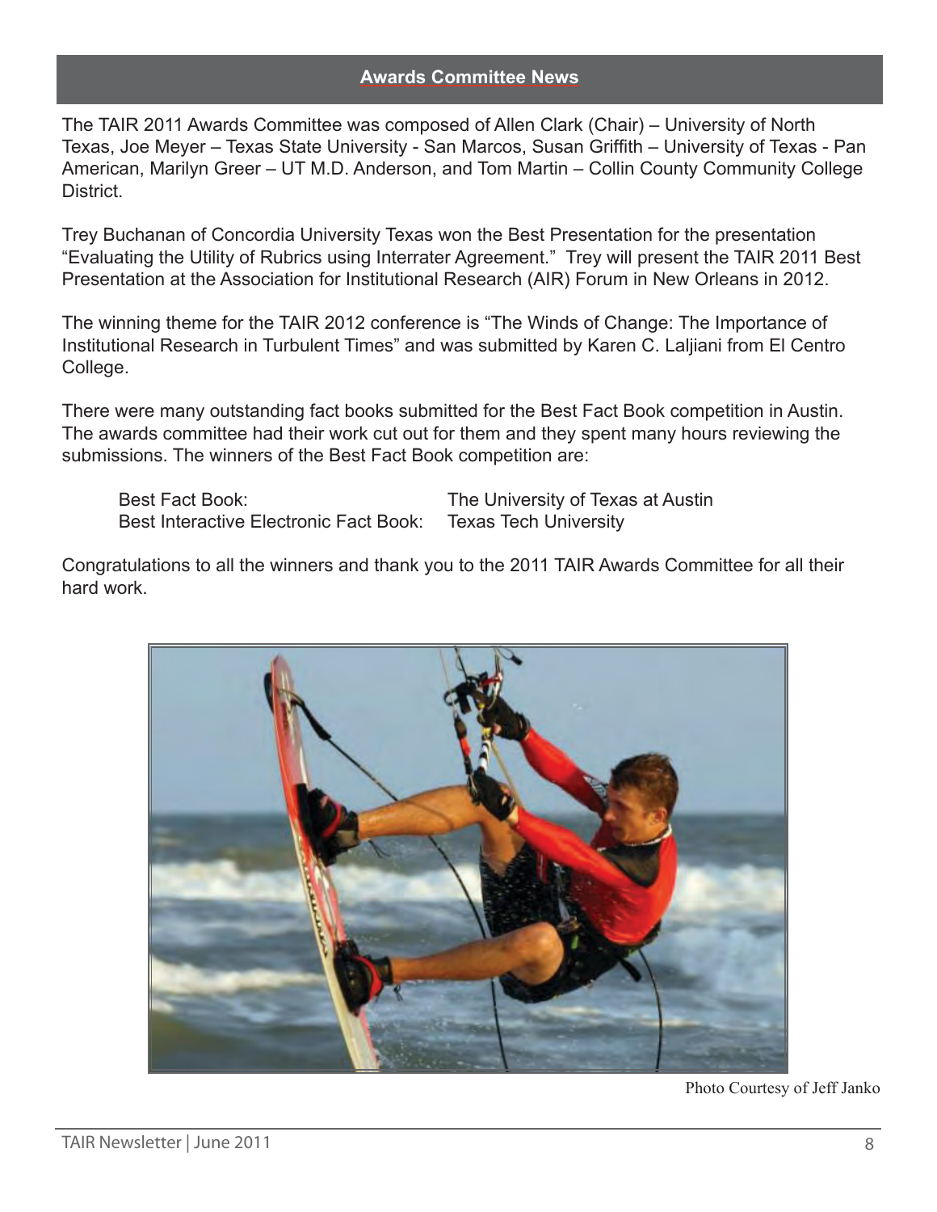## Awards Committee News

The TAIR 2011 Awards Committee was composed of Allen Clark (Chair) – University of North Texas, Joe Meyer – Texas State University - San Marcos, Susan Griffith – University of Texas - Pan American, Marilyn Greer – UT M.D. Anderson, and Tom Martin – Collin County Community College District.

Trey Buchanan of Concordia University Texas won the Best Presentation for the presentation "Evaluating the Utility of Rubrics using Interrater Agreement." Trey will present the TAIR 2011 Best Presentation at the Association for Institutional Research (AIR) Forum in New Orleans in 2012.

The winning theme for the TAIR 2012 conference is "The Winds of Change: The Importance of Institutional Research in Turbulent Times" and was submitted by Karen C. Laljiani from El Centro College.

There were many outstanding fact books submitted for the Best Fact Book competition in Austin. The awards committee had their work cut out for them and they spent many hours reviewing the submissions. The winners of the Best Fact Book competition are:

| | |
|---|---|
| Best Fact Book: | The University of Texas at Austin |
| Best Interactive Electronic Fact Book: | Texas Tech University |

Congratulations to all the winners and thank you to the 2011 TAIR Awards Committee for all their hard work.

Photo Courtesy of Jeff Janko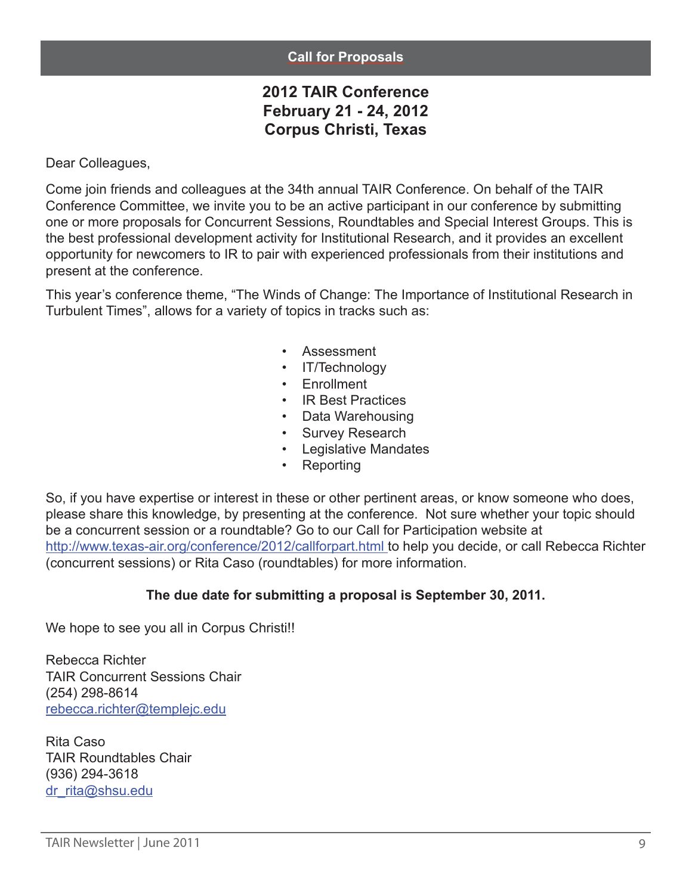## Call for Proposals

### 2012 TAIR Conference
### February 21 - 24, 2012
### Corpus Christi, Texas

Dear Colleagues,

Come join friends and colleagues at the 34th annual TAIR Conference. On behalf of the TAIR Conference Committee, we invite you to be an active participant in our conference by submitting one or more proposals for Concurrent Sessions, Roundtables and Special Interest Groups. This is the best professional development activity for Institutional Research, and it provides an excellent opportunity for newcomers to IR to pair with experienced professionals from their institutions and present at the conference.

This year's conference theme, "The Winds of Change: The Importance of Institutional Research in Turbulent Times", allows for a variety of topics in tracks such as:

- Assessment
- IT/Technology
- Enrollment
- IR Best Practices
- Data Warehousing
- Survey Research
- Legislative Mandates
- Reporting

So, if you have expertise or interest in these or other pertinent areas, or know someone who does, please share this knowledge, by presenting at the conference. Not sure whether your topic should be a concurrent session or a roundtable? Go to our Call for Participation website at http://www.texas-air.org/conference/2012/callforpart.html to help you decide, or call Rebecca Richter (concurrent sessions) or Rita Caso (roundtables) for more information.

**The due date for submitting a proposal is September 30, 2011.**

We hope to see you all in Corpus Christi!!

Rebecca Richter
TAIR Concurrent Sessions Chair
(254) 298-8614
rebecca.richter@templejc.edu

Rita Caso
TAIR Roundtables Chair
(936) 294-3618
dr_rita@shsu.edu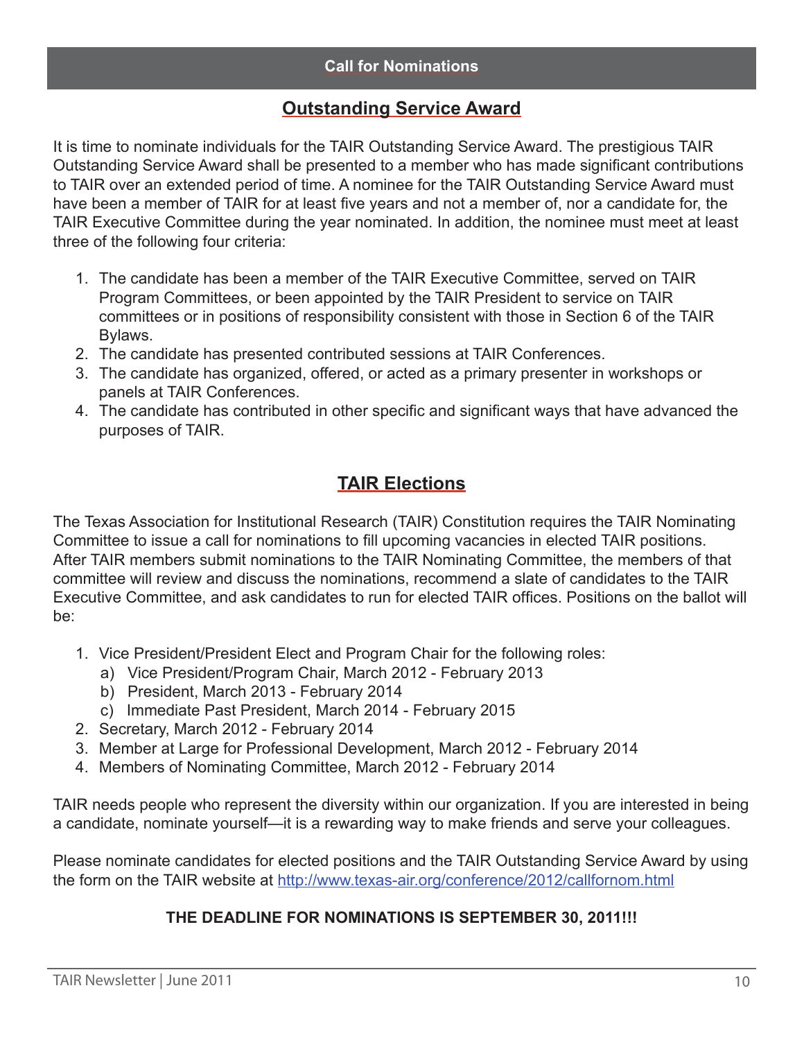## Call for Nominations

### Outstanding Service Award

It is time to nominate individuals for the TAIR Outstanding Service Award. The prestigious TAIR Outstanding Service Award shall be presented to a member who has made significant contributions to TAIR over an extended period of time. A nominee for the TAIR Outstanding Service Award must have been a member of TAIR for at least five years and not a member of, nor a candidate for, the TAIR Executive Committee during the year nominated. In addition, the nominee must meet at least three of the following four criteria:

1. The candidate has been a member of the TAIR Executive Committee, served on TAIR Program Committees, or been appointed by the TAIR President to service on TAIR committees or in positions of responsibility consistent with those in Section 6 of the TAIR Bylaws.
2. The candidate has presented contributed sessions at TAIR Conferences.
3. The candidate has organized, offered, or acted as a primary presenter in workshops or panels at TAIR Conferences.
4. The candidate has contributed in other specific and significant ways that have advanced the purposes of TAIR.

### TAIR Elections

The Texas Association for Institutional Research (TAIR) Constitution requires the TAIR Nominating Committee to issue a call for nominations to fill upcoming vacancies in elected TAIR positions. After TAIR members submit nominations to the TAIR Nominating Committee, the members of that committee will review and discuss the nominations, recommend a slate of candidates to the TAIR Executive Committee, and ask candidates to run for elected TAIR offices. Positions on the ballot will be:

1. Vice President/President Elect and Program Chair for the following roles:
   a) Vice President/Program Chair, March 2012 - February 2013
   b) President, March 2013 - February 2014
   c) Immediate Past President, March 2014 - February 2015
2. Secretary, March 2012 - February 2014
3. Member at Large for Professional Development, March 2012 - February 2014
4. Members of Nominating Committee, March 2012 - February 2014

TAIR needs people who represent the diversity within our organization. If you are interested in being a candidate, nominate yourself—it is a rewarding way to make friends and serve your colleagues.

Please nominate candidates for elected positions and the TAIR Outstanding Service Award by using the form on the TAIR website at http://www.texas-air.org/conference/2012/callfornom.html

**THE DEADLINE FOR NOMINATIONS IS SEPTEMBER 30, 2011!!!**